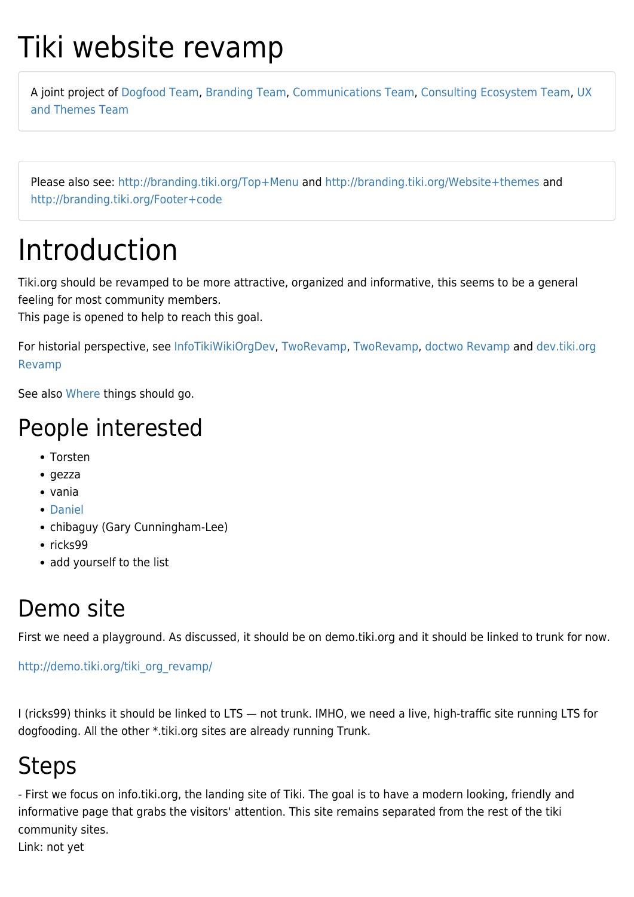# Tiki website revamp

A joint project of Dogfood Team, Branding Team, Communications Team, Consulting Ecosystem Team, UX and Themes Team

Please also see: http://branding.tiki.org/Top+Menu and http://branding.tiki.org/Website+themes and http://branding.tiki.org/Footer+code

# Introduction

Tiki.org should be revamped to be more attractive, organized and informative, this seems to be a general feeling for most community members.
This page is opened to help to reach this goal.

For historial perspective, see InfoTikiWikiOrgDev, TwoRevamp, TwoRevamp, doctwo Revamp and dev.tiki.org Revamp

See also Where things should go.

## People interested

- Torsten
- gezza
- vania
- Daniel
- chibaguy (Gary Cunningham-Lee)
- ricks99
- add yourself to the list

## Demo site

First we need a playground. As discussed, it should be on demo.tiki.org and it should be linked to trunk for now.

http://demo.tiki.org/tiki_org_revamp/

I (ricks99) thinks it should be linked to LTS — not trunk. IMHO, we need a live, high-traffic site running LTS for dogfooding. All the other *.tiki.org sites are already running Trunk.

## Steps

- First we focus on info.tiki.org, the landing site of Tiki. The goal is to have a modern looking, friendly and informative page that grabs the visitors' attention. This site remains separated from the rest of the tiki community sites.
Link: not yet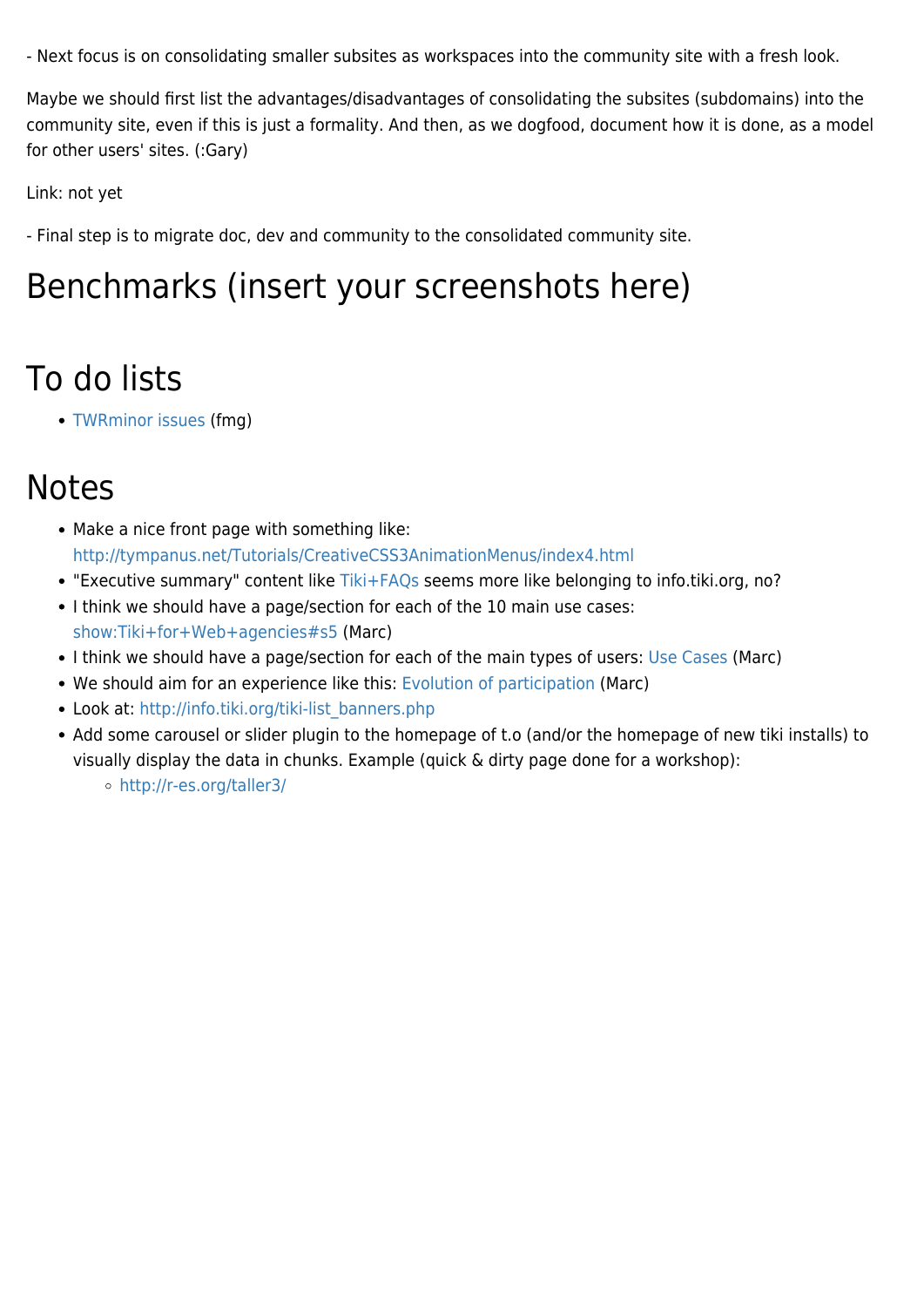- Next focus is on consolidating smaller subsites as workspaces into the community site with a fresh look.

Maybe we should first list the advantages/disadvantages of consolidating the subsites (subdomains) into the community site, even if this is just a formality. And then, as we dogfood, document how it is done, as a model for other users' sites. (:Gary)

Link: not yet

- Final step is to migrate doc, dev and community to the consolidated community site.

# Benchmarks (insert your screenshots here)

# To do lists

- TWRminor issues (fmg)

# Notes

- Make a nice front page with something like: http://tympanus.net/Tutorials/CreativeCSS3AnimationMenus/index4.html
- "Executive summary" content like Tiki+FAQs seems more like belonging to info.tiki.org, no?
- I think we should have a page/section for each of the 10 main use cases: show:Tiki+for+Web+agencies#s5 (Marc)
- I think we should have a page/section for each of the main types of users: Use Cases (Marc)
- We should aim for an experience like this: Evolution of participation (Marc)
- Look at: http://info.tiki.org/tiki-list_banners.php
- Add some carousel or slider plugin to the homepage of t.o (and/or the homepage of new tiki installs) to visually display the data in chunks. Example (quick & dirty page done for a workshop):
    - http://r-es.org/taller3/